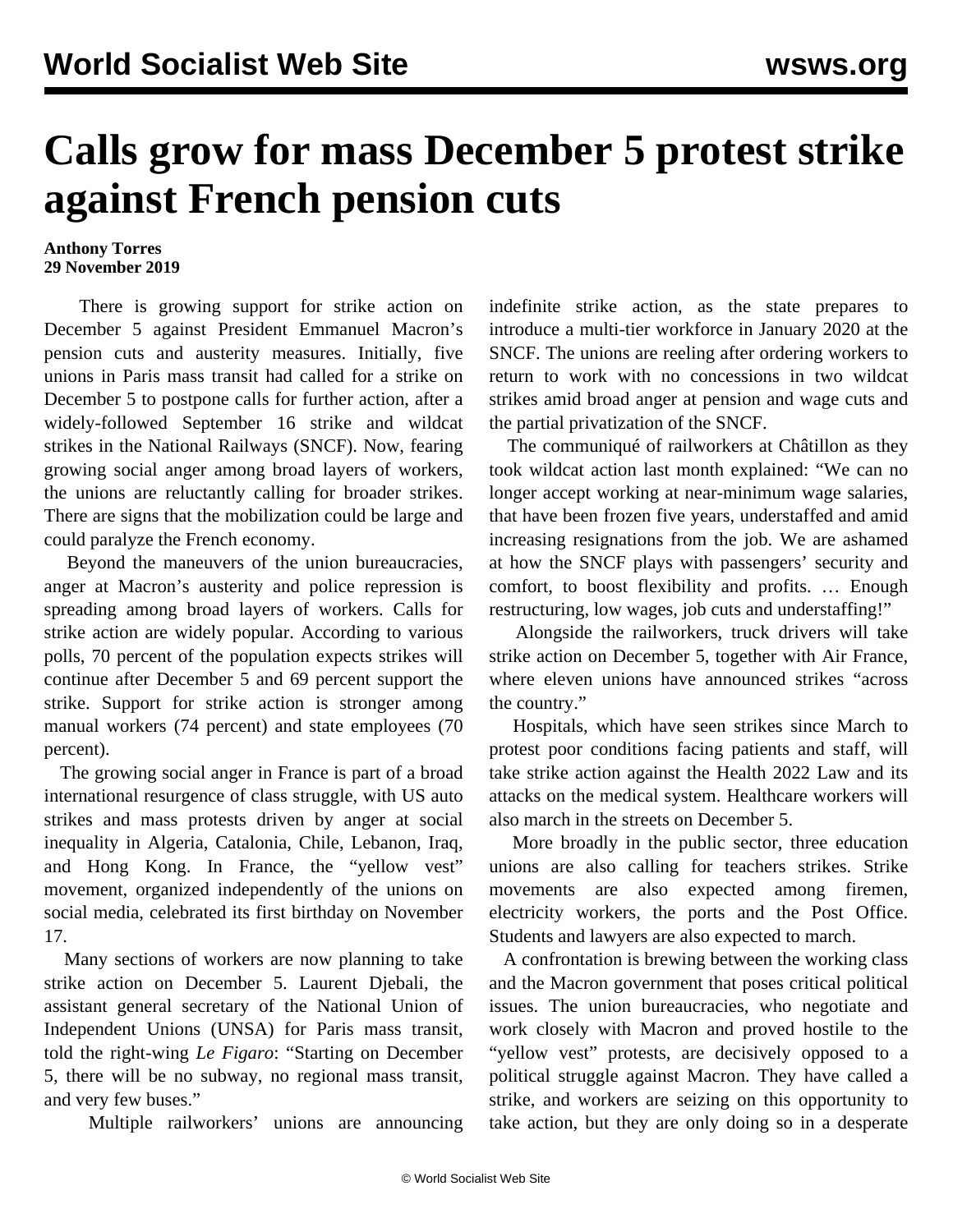# Calls grow for mass December 5 protest strike against French pension cuts

**Anthony Torres**
**29 November 2019**

There is growing support for strike action on December 5 against President Emmanuel Macron's pension cuts and austerity measures. Initially, five unions in Paris mass transit had called for a strike on December 5 to postpone calls for further action, after a widely-followed September 16 strike and wildcat strikes in the National Railways (SNCF). Now, fearing growing social anger among broad layers of workers, the unions are reluctantly calling for broader strikes. There are signs that the mobilization could be large and could paralyze the French economy.

Beyond the maneuvers of the union bureaucracies, anger at Macron's austerity and police repression is spreading among broad layers of workers. Calls for strike action are widely popular. According to various polls, 70 percent of the population expects strikes will continue after December 5 and 69 percent support the strike. Support for strike action is stronger among manual workers (74 percent) and state employees (70 percent).

The growing social anger in France is part of a broad international resurgence of class struggle, with US auto strikes and mass protests driven by anger at social inequality in Algeria, Catalonia, Chile, Lebanon, Iraq, and Hong Kong. In France, the "yellow vest" movement, organized independently of the unions on social media, celebrated its first birthday on November 17.

Many sections of workers are now planning to take strike action on December 5. Laurent Djebali, the assistant general secretary of the National Union of Independent Unions (UNSA) for Paris mass transit, told the right-wing *Le Figaro*: "Starting on December 5, there will be no subway, no regional mass transit, and very few buses."

Multiple railworkers' unions are announcing indefinite strike action, as the state prepares to introduce a multi-tier workforce in January 2020 at the SNCF. The unions are reeling after ordering workers to return to work with no concessions in two wildcat strikes amid broad anger at pension and wage cuts and the partial privatization of the SNCF.

The communiqué of railworkers at Châtillon as they took wildcat action last month explained: "We can no longer accept working at near-minimum wage salaries, that have been frozen five years, understaffed and amid increasing resignations from the job. We are ashamed at how the SNCF plays with passengers' security and comfort, to boost flexibility and profits. … Enough restructuring, low wages, job cuts and understaffing!"

Alongside the railworkers, truck drivers will take strike action on December 5, together with Air France, where eleven unions have announced strikes "across the country."

Hospitals, which have seen strikes since March to protest poor conditions facing patients and staff, will take strike action against the Health 2022 Law and its attacks on the medical system. Healthcare workers will also march in the streets on December 5.

More broadly in the public sector, three education unions are also calling for teachers strikes. Strike movements are also expected among firemen, electricity workers, the ports and the Post Office. Students and lawyers are also expected to march.

A confrontation is brewing between the working class and the Macron government that poses critical political issues. The union bureaucracies, who negotiate and work closely with Macron and proved hostile to the "yellow vest" protests, are decisively opposed to a political struggle against Macron. They have called a strike, and workers are seizing on this opportunity to take action, but they are only doing so in a desperate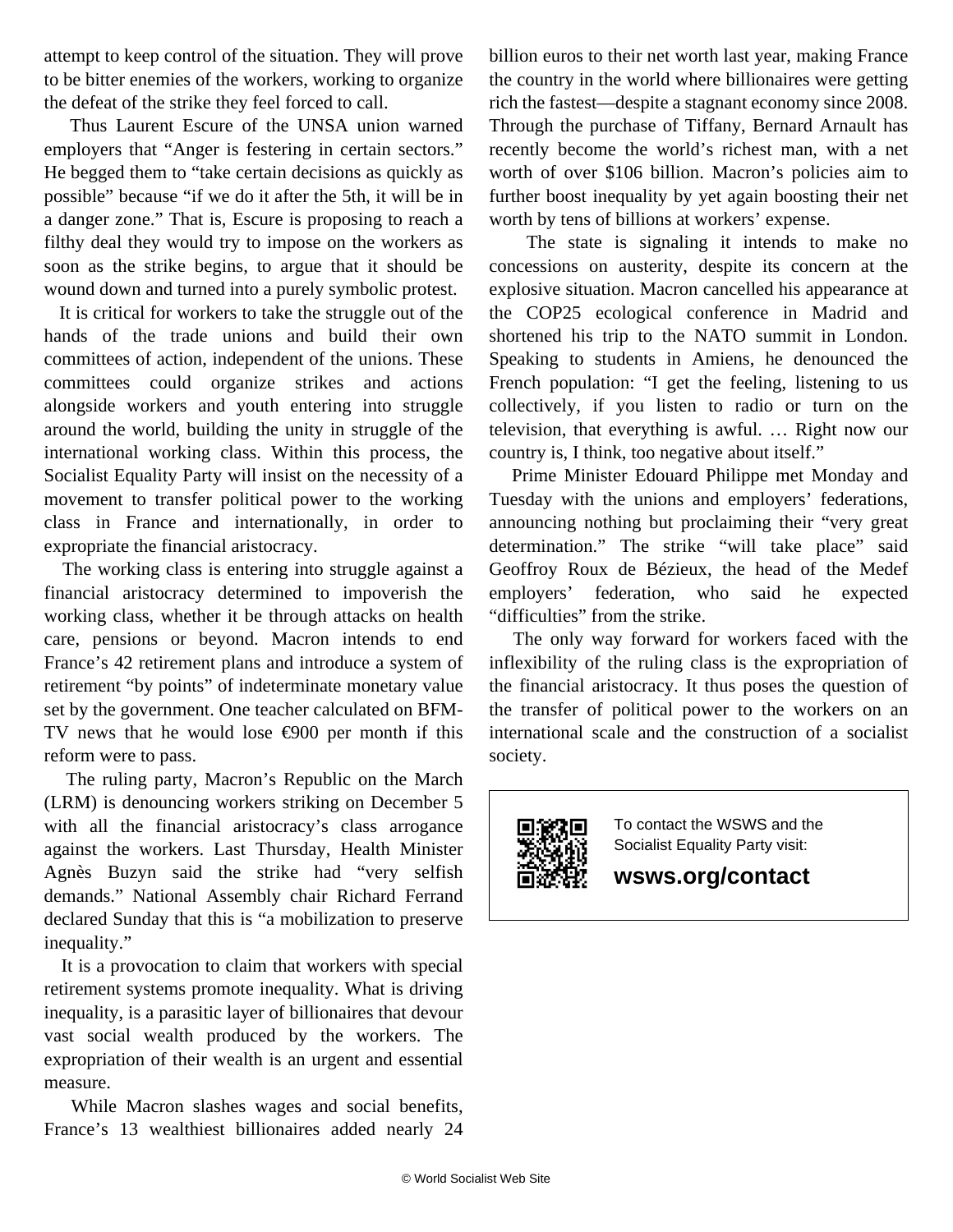attempt to keep control of the situation. They will prove to be bitter enemies of the workers, working to organize the defeat of the strike they feel forced to call.

Thus Laurent Escure of the UNSA union warned employers that “Anger is festering in certain sectors.” He begged them to “take certain decisions as quickly as possible” because “if we do it after the 5th, it will be in a danger zone.” That is, Escure is proposing to reach a filthy deal they would try to impose on the workers as soon as the strike begins, to argue that it should be wound down and turned into a purely symbolic protest.

It is critical for workers to take the struggle out of the hands of the trade unions and build their own committees of action, independent of the unions. These committees could organize strikes and actions alongside workers and youth entering into struggle around the world, building the unity in struggle of the international working class. Within this process, the Socialist Equality Party will insist on the necessity of a movement to transfer political power to the working class in France and internationally, in order to expropriate the financial aristocracy.

The working class is entering into struggle against a financial aristocracy determined to impoverish the working class, whether it be through attacks on health care, pensions or beyond. Macron intends to end France’s 42 retirement plans and introduce a system of retirement “by points” of indeterminate monetary value set by the government. One teacher calculated on BFM-TV news that he would lose €900 per month if this reform were to pass.

The ruling party, Macron’s Republic on the March (LRM) is denouncing workers striking on December 5 with all the financial aristocracy’s class arrogance against the workers. Last Thursday, Health Minister Agnès Buzyn said the strike had “very selfish demands.” National Assembly chair Richard Ferrand declared Sunday that this is “a mobilization to preserve inequality.”

It is a provocation to claim that workers with special retirement systems promote inequality. What is driving inequality, is a parasitic layer of billionaires that devour vast social wealth produced by the workers. The expropriation of their wealth is an urgent and essential measure.

While Macron slashes wages and social benefits, France’s 13 wealthiest billionaires added nearly 24 billion euros to their net worth last year, making France the country in the world where billionaires were getting rich the fastest—despite a stagnant economy since 2008. Through the purchase of Tiffany, Bernard Arnault has recently become the world’s richest man, with a net worth of over $106 billion. Macron’s policies aim to further boost inequality by yet again boosting their net worth by tens of billions at workers’ expense.

The state is signaling it intends to make no concessions on austerity, despite its concern at the explosive situation. Macron cancelled his appearance at the COP25 ecological conference in Madrid and shortened his trip to the NATO summit in London. Speaking to students in Amiens, he denounced the French population: “I get the feeling, listening to us collectively, if you listen to radio or turn on the television, that everything is awful. … Right now our country is, I think, too negative about itself.”

Prime Minister Edouard Philippe met Monday and Tuesday with the unions and employers’ federations, announcing nothing but proclaiming their “very great determination.” The strike “will take place” said Geoffroy Roux de Bézieux, the head of the Medef employers’ federation, who said he expected “difficulties” from the strike.

The only way forward for workers faced with the inflexibility of the ruling class is the expropriation of the financial aristocracy. It thus poses the question of the transfer of political power to the workers on an international scale and the construction of a socialist society.

To contact the WSWS and the Socialist Equality Party visit:

**wsws.org/contact**